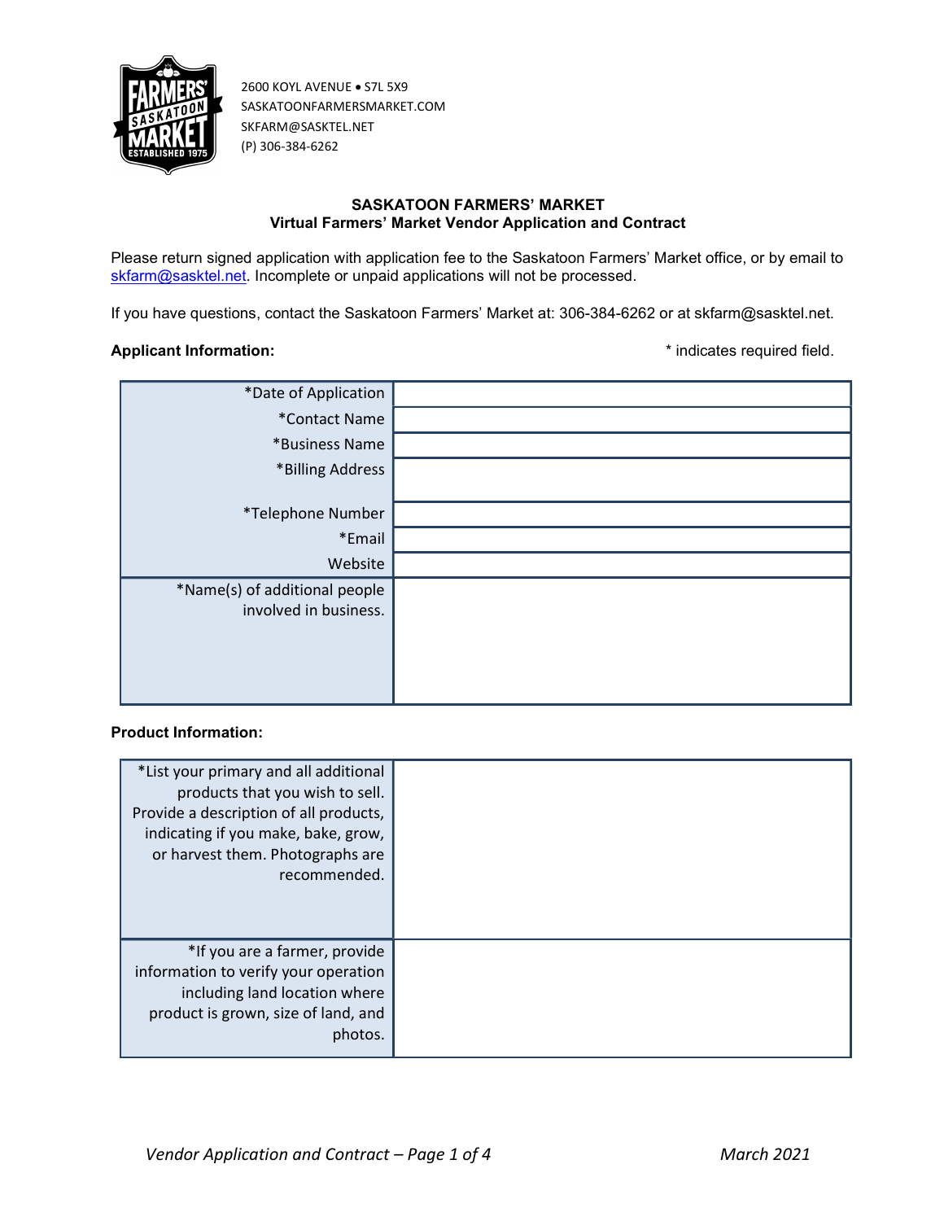2600 KOYL AVENUE • S7L 5X9
SASKATOONFARMERSMARKET.COM
SKFARM@SASKTEL.NET
(P) 306-384-6262

## SASKATOON FARMERS' MARKET
### Virtual Farmers' Market Vendor Application and Contract

Please return signed application with application fee to the Saskatoon Farmers' Market office, or by email to skfarm@sasktel.net. Incomplete or unpaid applications will not be processed.

If you have questions, contact the Saskatoon Farmers' Market at: 306-384-6262 or at skfarm@sasktel.net.

**Applicant Information:**

* indicates required field.

| | |
|---|---|
| *Date of Application | |
| *Contact Name | |
| *Business Name | |
| *Billing Address | |
| *Telephone Number | |
| *Email | |
| Website | |
| *Name(s) of additional people involved in business. | |

**Product Information:**

| | |
|---|---|
| *List your primary and all additional products that you wish to sell. Provide a description of all products, indicating if you make, bake, grow, or harvest them. Photographs are recommended. | |
| *If you are a farmer, provide information to verify your operation including land location where product is grown, size of land, and photos. | |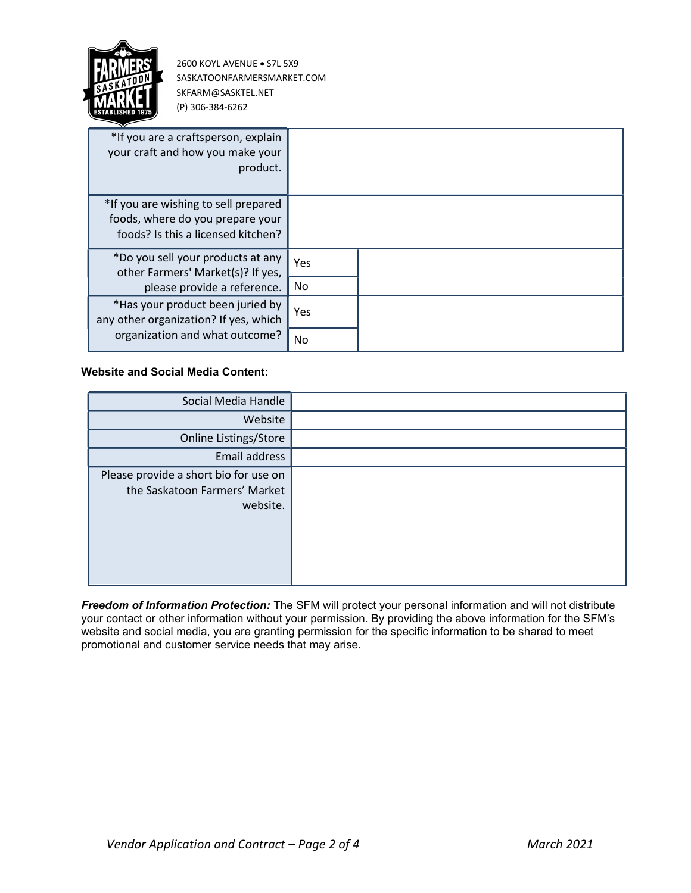2600 KOYL AVENUE • S7L 5X9
SASKATOONFARMERSMARKET.COM
SKFARM@SASKTEL.NET
(P) 306-384-6262

| | | |
|---|---|---|
| *If you are a craftsperson, explain your craft and how you make your product. | | |
| *If you are wishing to sell prepared foods, where do you prepare your foods? Is this a licensed kitchen? | | |
| *Do you sell your products at any other Farmers' Market(s)? If yes, please provide a reference. | Yes | |
| | No | |
| *Has your product been juried by any other organization? If yes, which organization and what outcome? | Yes | |
| | No | |

**Website and Social Media Content:**

| | |
|---|---|
| Social Media Handle | |
| Website | |
| Online Listings/Store | |
| Email address | |
| Please provide a short bio for use on the Saskatoon Farmers' Market website. | |

***Freedom of Information Protection:*** The SFM will protect your personal information and will not distribute your contact or other information without your permission. By providing the above information for the SFM's website and social media, you are granting permission for the specific information to be shared to meet promotional and customer service needs that may arise.

*Vendor Application and Contract – Page 2 of 4* *March 2021*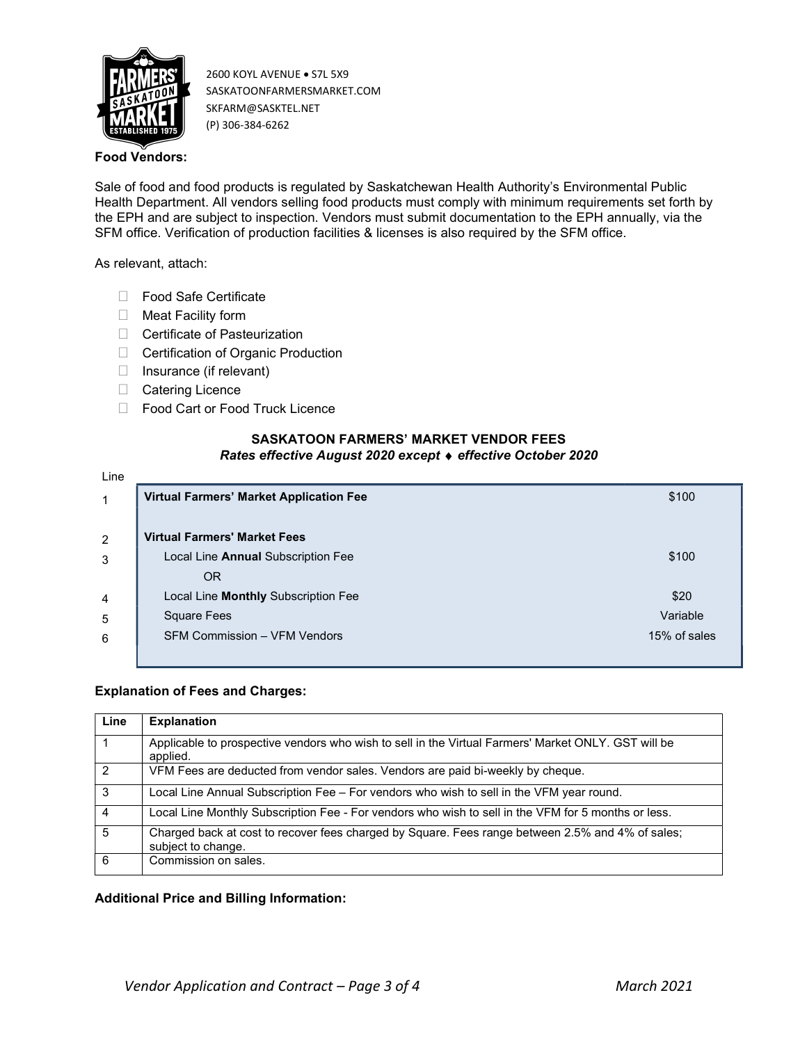2600 KOYL AVENUE • S7L 5X9
SASKATOONFARMERSMARKET.COM
SKFARM@SASKTEL.NET
(P) 306-384-6262

**Food Vendors:**

Sale of food and food products is regulated by Saskatchewan Health Authority's Environmental Public Health Department. All vendors selling food products must comply with minimum requirements set forth by the EPH and are subject to inspection. Vendors must submit documentation to the EPH annually, via the SFM office. Verification of production facilities & licenses is also required by the SFM office.

As relevant, attach:

- ☐ Food Safe Certificate
- ☐ Meat Facility form
- ☐ Certificate of Pasteurization
- ☐ Certification of Organic Production
- ☐ Insurance (if relevant)
- ☐ Catering Licence
- ☐ Food Cart or Food Truck Licence

**SASKATOON FARMERS' MARKET VENDOR FEES**
***Rates effective August 2020 except ♦ effective October 2020***

| Line | | |
|---|---|---|
| 1 | **Virtual Farmers' Market Application Fee** | $100 |
| 2 | **Virtual Farmers' Market Fees** | |
| 3 | Local Line **Annual** Subscription Fee | $100 |
| | OR | |
| 4 | Local Line **Monthly** Subscription Fee | $20 |
| 5 | Square Fees | Variable |
| 6 | SFM Commission – VFM Vendors | 15% of sales |

**Explanation of Fees and Charges:**

| Line | Explanation |
|---|---|
| 1 | Applicable to prospective vendors who wish to sell in the Virtual Farmers' Market ONLY. GST will be applied. |
| 2 | VFM Fees are deducted from vendor sales. Vendors are paid bi-weekly by cheque. |
| 3 | Local Line Annual Subscription Fee – For vendors who wish to sell in the VFM year round. |
| 4 | Local Line Monthly Subscription Fee - For vendors who wish to sell in the VFM for 5 months or less. |
| 5 | Charged back at cost to recover fees charged by Square. Fees range between 2.5% and 4% of sales; subject to change. |
| 6 | Commission on sales. |

**Additional Price and Billing Information:**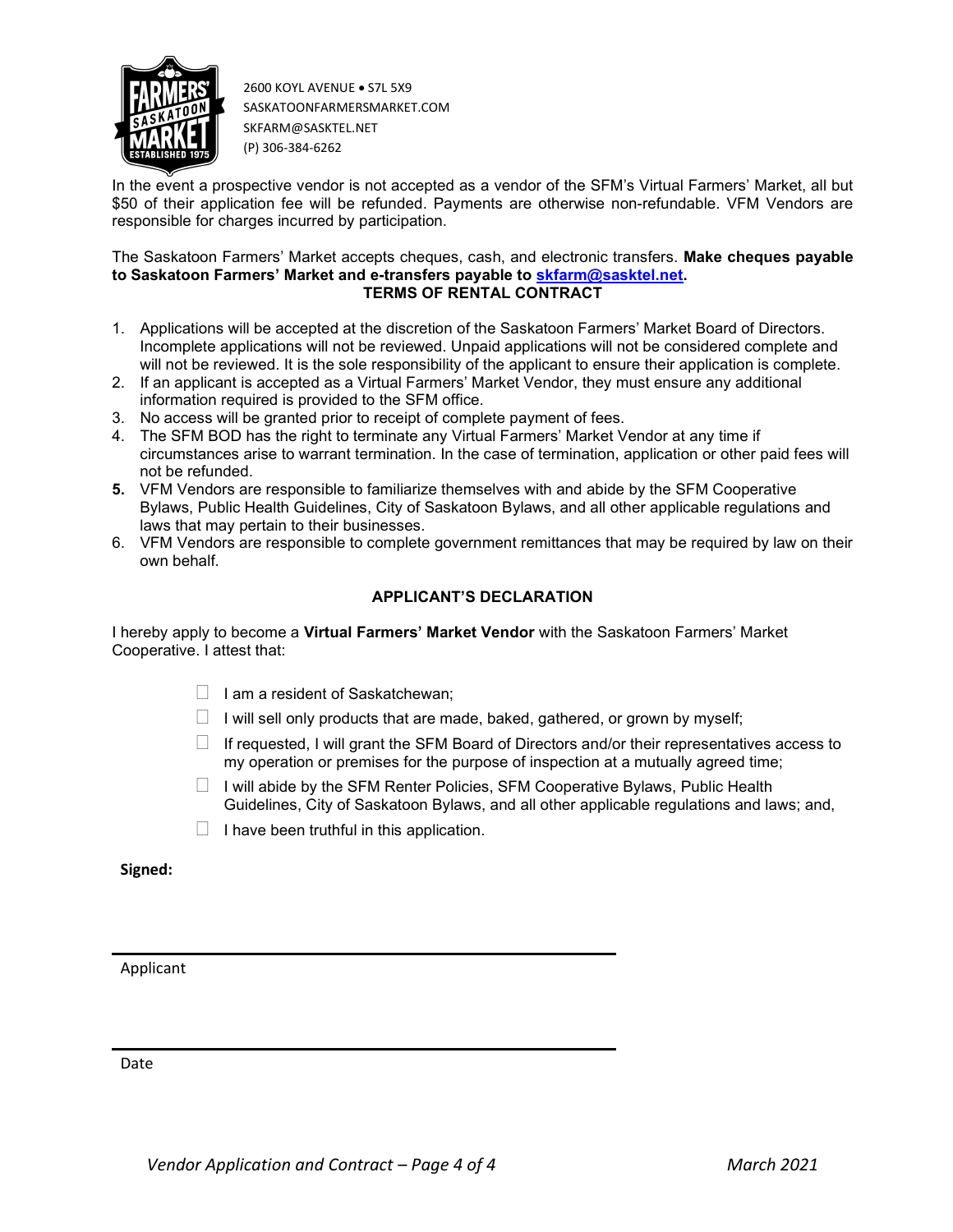2600 KOYL AVENUE • S7L 5X9
SASKATOONFARMERSMARKET.COM
SKFARM@SASKTEL.NET
(P) 306-384-6262

In the event a prospective vendor is not accepted as a vendor of the SFM's Virtual Farmers' Market, all but $50 of their application fee will be refunded. Payments are otherwise non-refundable. VFM Vendors are responsible for charges incurred by participation.

The Saskatoon Farmers' Market accepts cheques, cash, and electronic transfers. **Make cheques payable to Saskatoon Farmers' Market and e-transfers payable to skfarm@sasktel.net.**

## TERMS OF RENTAL CONTRACT

1. Applications will be accepted at the discretion of the Saskatoon Farmers' Market Board of Directors. Incomplete applications will not be reviewed. Unpaid applications will not be considered complete and will not be reviewed. It is the sole responsibility of the applicant to ensure their application is complete.
2. If an applicant is accepted as a Virtual Farmers' Market Vendor, they must ensure any additional information required is provided to the SFM office.
3. No access will be granted prior to receipt of complete payment of fees.
4. The SFM BOD has the right to terminate any Virtual Farmers' Market Vendor at any time if circumstances arise to warrant termination. In the case of termination, application or other paid fees will not be refunded.
5. VFM Vendors are responsible to familiarize themselves with and abide by the SFM Cooperative Bylaws, Public Health Guidelines, City of Saskatoon Bylaws, and all other applicable regulations and laws that may pertain to their businesses.
6. VFM Vendors are responsible to complete government remittances that may be required by law on their own behalf.

## APPLICANT'S DECLARATION

I hereby apply to become a **Virtual Farmers' Market Vendor** with the Saskatoon Farmers' Market Cooperative. I attest that:

- ☐ I am a resident of Saskatchewan;
- ☐ I will sell only products that are made, baked, gathered, or grown by myself;
- ☐ If requested, I will grant the SFM Board of Directors and/or their representatives access to my operation or premises for the purpose of inspection at a mutually agreed time;
- ☐ I will abide by the SFM Renter Policies, SFM Cooperative Bylaws, Public Health Guidelines, City of Saskatoon Bylaws, and all other applicable regulations and laws; and,
- ☐ I have been truthful in this application.

**Signed:**

______________________________

Applicant

______________________________

Date